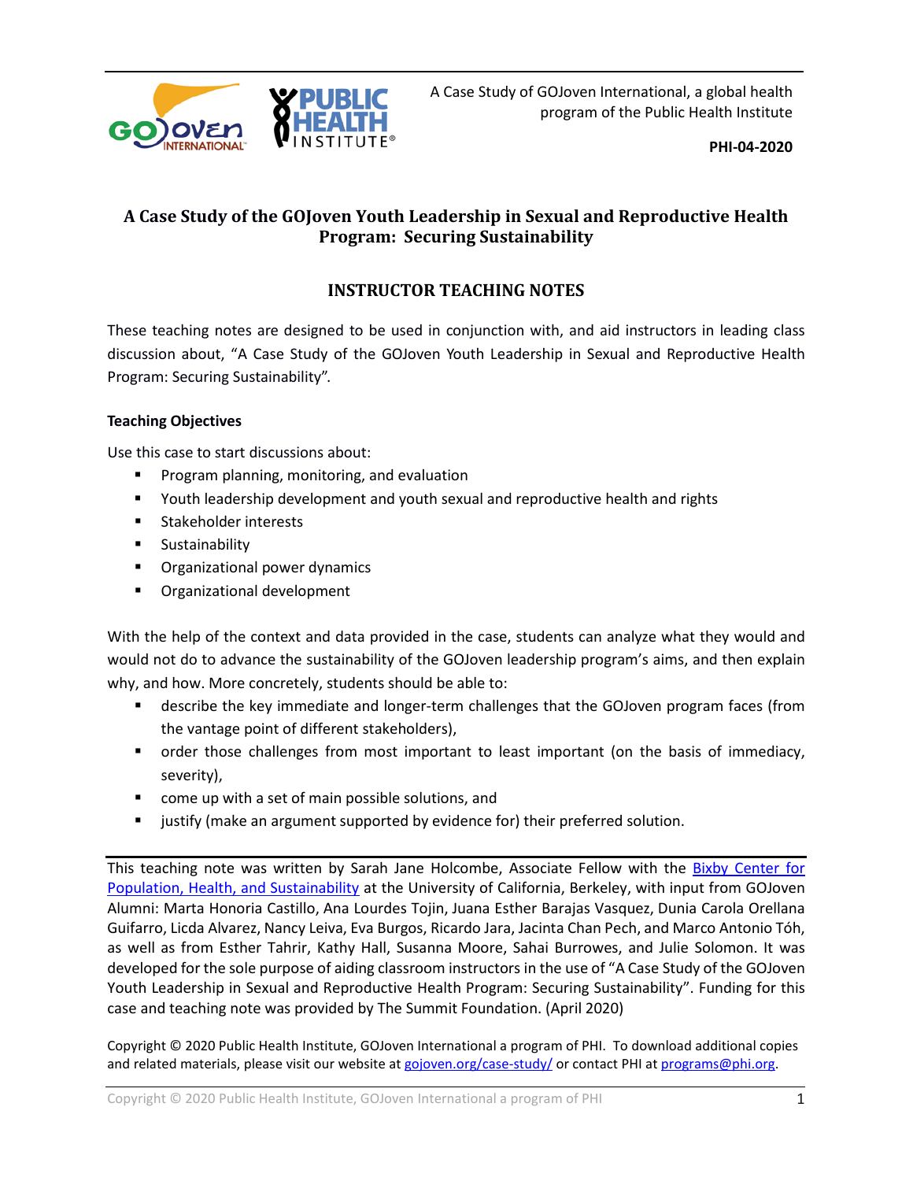A Case Study of GOJoven International, a global health program of the Public Health Institute

**PHI-04-2020**

# A Case Study of the GOJoven Youth Leadership in Sexual and Reproductive Health Program: Securing Sustainability

## INSTRUCTOR TEACHING NOTES

These teaching notes are designed to be used in conjunction with, and aid instructors in leading class discussion about, "A Case Study of the GOJoven Youth Leadership in Sexual and Reproductive Health Program: Securing Sustainability".

**Teaching Objectives**

Use this case to start discussions about:

- Program planning, monitoring, and evaluation
- Youth leadership development and youth sexual and reproductive health and rights
- Stakeholder interests
- Sustainability
- Organizational power dynamics
- Organizational development

With the help of the context and data provided in the case, students can analyze what they would and would not do to advance the sustainability of the GOJoven leadership program's aims, and then explain why, and how. More concretely, students should be able to:

- describe the key immediate and longer-term challenges that the GOJoven program faces (from the vantage point of different stakeholders),
- order those challenges from most important to least important (on the basis of immediacy, severity),
- come up with a set of main possible solutions, and
- justify (make an argument supported by evidence for) their preferred solution.

---

This teaching note was written by Sarah Jane Holcombe, Associate Fellow with the Bixby Center for Population, Health, and Sustainability at the University of California, Berkeley, with input from GOJoven Alumni: Marta Honoria Castillo, Ana Lourdes Tojin, Juana Esther Barajas Vasquez, Dunia Carola Orellana Guifarro, Licda Alvarez, Nancy Leiva, Eva Burgos, Ricardo Jara, Jacinta Chan Pech, and Marco Antonio Tóh, as well as from Esther Tahrir, Kathy Hall, Susanna Moore, Sahai Burrowes, and Julie Solomon. It was developed for the sole purpose of aiding classroom instructors in the use of "A Case Study of the GOJoven Youth Leadership in Sexual and Reproductive Health Program: Securing Sustainability". Funding for this case and teaching note was provided by The Summit Foundation. (April 2020)

Copyright © 2020 Public Health Institute, GOJoven International a program of PHI. To download additional copies and related materials, please visit our website at gojoven.org/case-study/ or contact PHI at programs@phi.org.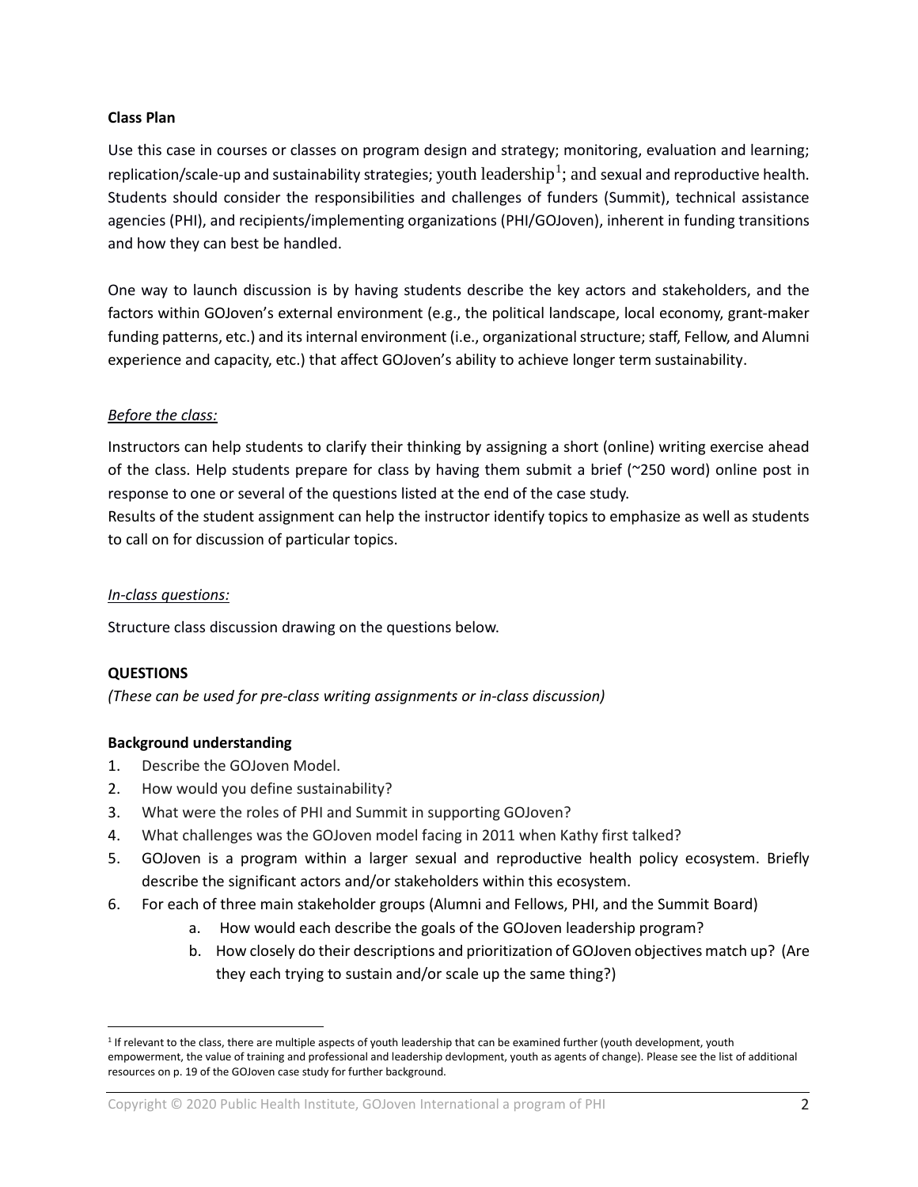**Class Plan**

Use this case in courses or classes on program design and strategy; monitoring, evaluation and learning; replication/scale-up and sustainability strategies; youth leadership[1]; and sexual and reproductive health. Students should consider the responsibilities and challenges of funders (Summit), technical assistance agencies (PHI), and recipients/implementing organizations (PHI/GOJoven), inherent in funding transitions and how they can best be handled.

One way to launch discussion is by having students describe the key actors and stakeholders, and the factors within GOJoven's external environment (e.g., the political landscape, local economy, grant-maker funding patterns, etc.) and its internal environment (i.e., organizational structure; staff, Fellow, and Alumni experience and capacity, etc.) that affect GOJoven's ability to achieve longer term sustainability.

*Before the class:*

Instructors can help students to clarify their thinking by assigning a short (online) writing exercise ahead of the class. Help students prepare for class by having them submit a brief (~250 word) online post in response to one or several of the questions listed at the end of the case study.
Results of the student assignment can help the instructor identify topics to emphasize as well as students to call on for discussion of particular topics.

*In-class questions:*

Structure class discussion drawing on the questions below.

**QUESTIONS**

*(These can be used for pre-class writing assignments or in-class discussion)*

**Background understanding**

1. Describe the GOJoven Model.
2. How would you define sustainability?
3. What were the roles of PHI and Summit in supporting GOJoven?
4. What challenges was the GOJoven model facing in 2011 when Kathy first talked?
5. GOJoven is a program within a larger sexual and reproductive health policy ecosystem. Briefly describe the significant actors and/or stakeholders within this ecosystem.
6. For each of three main stakeholder groups (Alumni and Fellows, PHI, and the Summit Board)
    a. How would each describe the goals of the GOJoven leadership program?
    b. How closely do their descriptions and prioritization of GOJoven objectives match up? (Are they each trying to sustain and/or scale up the same thing?)

[1] If relevant to the class, there are multiple aspects of youth leadership that can be examined further (youth development, youth empowerment, the value of training and professional and leadership devlopment, youth as agents of change). Please see the list of additional resources on p. 19 of the GOJoven case study for further background.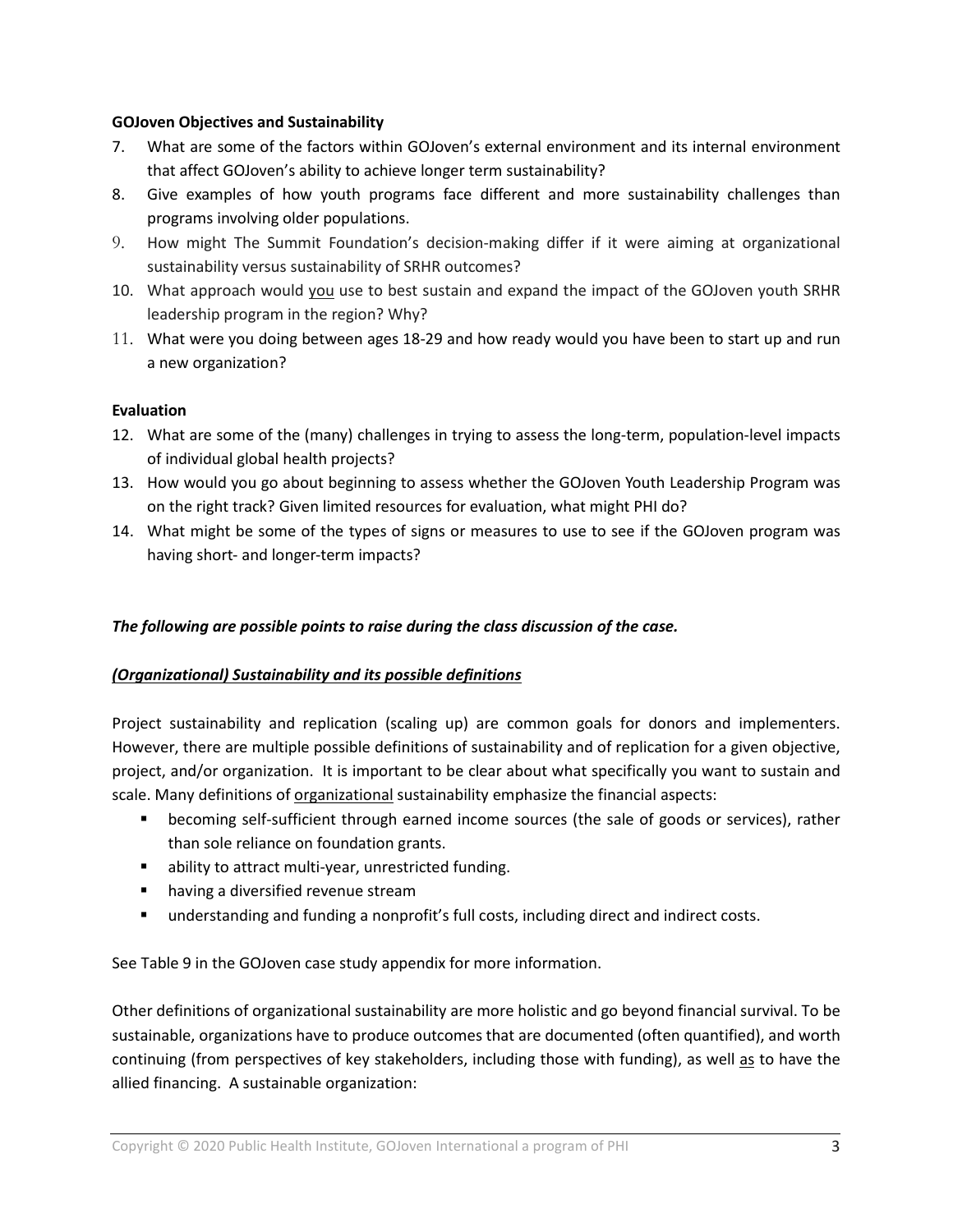**GOJoven Objectives and Sustainability**

7. What are some of the factors within GOJoven's external environment and its internal environment that affect GOJoven's ability to achieve longer term sustainability?
8. Give examples of how youth programs face different and more sustainability challenges than programs involving older populations.
9. How might The Summit Foundation's decision-making differ if it were aiming at organizational sustainability versus sustainability of SRHR outcomes?
10. What approach would <u>you</u> use to best sustain and expand the impact of the GOJoven youth SRHR leadership program in the region? Why?
11. What were you doing between ages 18-29 and how ready would you have been to start up and run a new organization?

**Evaluation**

12. What are some of the (many) challenges in trying to assess the long-term, population-level impacts of individual global health projects?
13. How would you go about beginning to assess whether the GOJoven Youth Leadership Program was on the right track? Given limited resources for evaluation, what might PHI do?
14. What might be some of the types of signs or measures to use to see if the GOJoven program was having short- and longer-term impacts?

***The following are possible points to raise during the class discussion of the case.***

***<u>(Organizational) Sustainability and its possible definitions</u>***

Project sustainability and replication (scaling up) are common goals for donors and implementers. However, there are multiple possible definitions of sustainability and of replication for a given objective, project, and/or organization. It is important to be clear about what specifically you want to sustain and scale. Many definitions of <u>organizational</u> sustainability emphasize the financial aspects:

- becoming self-sufficient through earned income sources (the sale of goods or services), rather than sole reliance on foundation grants.
- ability to attract multi-year, unrestricted funding.
- having a diversified revenue stream
- understanding and funding a nonprofit's full costs, including direct and indirect costs.

See Table 9 in the GOJoven case study appendix for more information.

Other definitions of organizational sustainability are more holistic and go beyond financial survival. To be sustainable, organizations have to produce outcomes that are documented (often quantified), and worth continuing (from perspectives of key stakeholders, including those with funding), as well <u>as</u> to have the allied financing. A sustainable organization: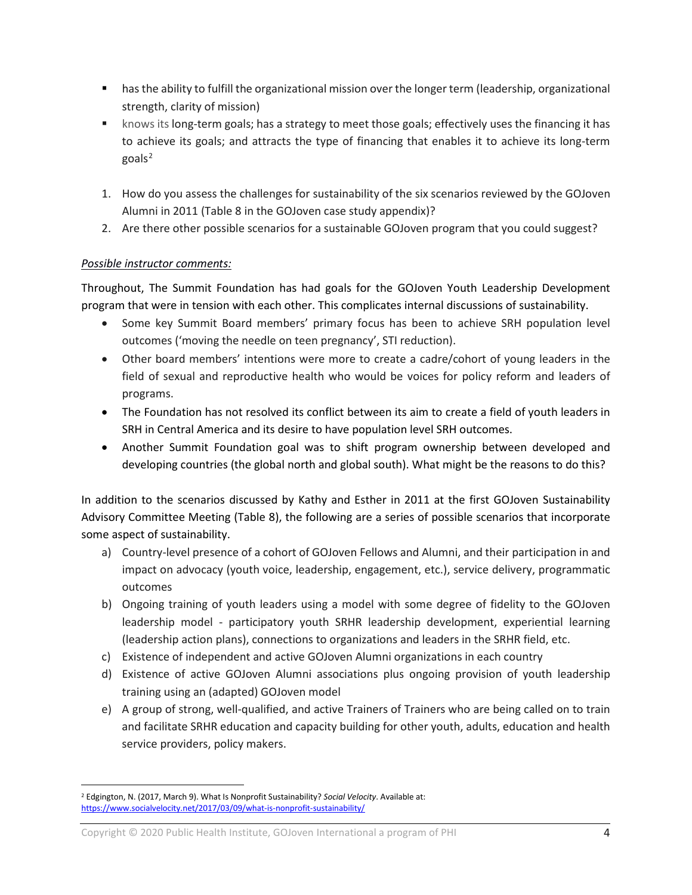- has the ability to fulfill the organizational mission over the longer term (leadership, organizational strength, clarity of mission)
- knows its long-term goals; has a strategy to meet those goals; effectively uses the financing it has to achieve its goals; and attracts the type of financing that enables it to achieve its long-term goals[2]

1. How do you assess the challenges for sustainability of the six scenarios reviewed by the GOJoven Alumni in 2011 (Table 8 in the GOJoven case study appendix)?
2. Are there other possible scenarios for a sustainable GOJoven program that you could suggest?

*Possible instructor comments:*

Throughout, The Summit Foundation has had goals for the GOJoven Youth Leadership Development program that were in tension with each other. This complicates internal discussions of sustainability.

- Some key Summit Board members' primary focus has been to achieve SRH population level outcomes ('moving the needle on teen pregnancy', STI reduction).
- Other board members' intentions were more to create a cadre/cohort of young leaders in the field of sexual and reproductive health who would be voices for policy reform and leaders of programs.
- The Foundation has not resolved its conflict between its aim to create a field of youth leaders in SRH in Central America and its desire to have population level SRH outcomes.
- Another Summit Foundation goal was to shift program ownership between developed and developing countries (the global north and global south). What might be the reasons to do this?

In addition to the scenarios discussed by Kathy and Esther in 2011 at the first GOJoven Sustainability Advisory Committee Meeting (Table 8), the following are a series of possible scenarios that incorporate some aspect of sustainability.

a) Country-level presence of a cohort of GOJoven Fellows and Alumni, and their participation in and impact on advocacy (youth voice, leadership, engagement, etc.), service delivery, programmatic outcomes
b) Ongoing training of youth leaders using a model with some degree of fidelity to the GOJoven leadership model - participatory youth SRHR leadership development, experiential learning (leadership action plans), connections to organizations and leaders in the SRHR field, etc.
c) Existence of independent and active GOJoven Alumni organizations in each country
d) Existence of active GOJoven Alumni associations plus ongoing provision of youth leadership training using an (adapted) GOJoven model
e) A group of strong, well-qualified, and active Trainers of Trainers who are being called on to train and facilitate SRHR education and capacity building for other youth, adults, education and health service providers, policy makers.

[2] Edgington, N. (2017, March 9). What Is Nonprofit Sustainability? *Social Velocity*. Available at: https://www.socialvelocity.net/2017/03/09/what-is-nonprofit-sustainability/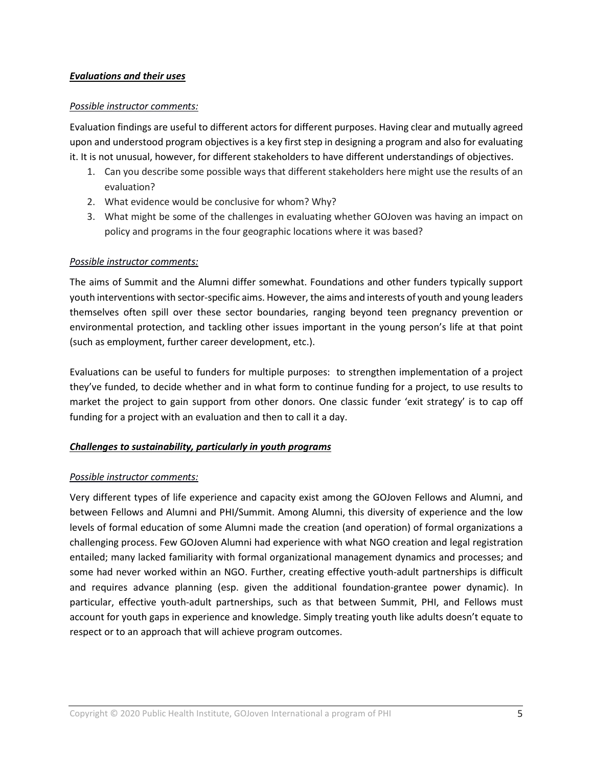***Evaluations and their uses***

*Possible instructor comments:*

Evaluation findings are useful to different actors for different purposes. Having clear and mutually agreed upon and understood program objectives is a key first step in designing a program and also for evaluating it. It is not unusual, however, for different stakeholders to have different understandings of objectives.

1. Can you describe some possible ways that different stakeholders here might use the results of an evaluation?
2. What evidence would be conclusive for whom? Why?
3. What might be some of the challenges in evaluating whether GOJoven was having an impact on policy and programs in the four geographic locations where it was based?

*Possible instructor comments:*

The aims of Summit and the Alumni differ somewhat. Foundations and other funders typically support youth interventions with sector-specific aims. However, the aims and interests of youth and young leaders themselves often spill over these sector boundaries, ranging beyond teen pregnancy prevention or environmental protection, and tackling other issues important in the young person's life at that point (such as employment, further career development, etc.).

Evaluations can be useful to funders for multiple purposes: to strengthen implementation of a project they've funded, to decide whether and in what form to continue funding for a project, to use results to market the project to gain support from other donors. One classic funder 'exit strategy' is to cap off funding for a project with an evaluation and then to call it a day.

***Challenges to sustainability, particularly in youth programs***

*Possible instructor comments:*

Very different types of life experience and capacity exist among the GOJoven Fellows and Alumni, and between Fellows and Alumni and PHI/Summit. Among Alumni, this diversity of experience and the low levels of formal education of some Alumni made the creation (and operation) of formal organizations a challenging process. Few GOJoven Alumni had experience with what NGO creation and legal registration entailed; many lacked familiarity with formal organizational management dynamics and processes; and some had never worked within an NGO. Further, creating effective youth-adult partnerships is difficult and requires advance planning (esp. given the additional foundation-grantee power dynamic). In particular, effective youth-adult partnerships, such as that between Summit, PHI, and Fellows must account for youth gaps in experience and knowledge. Simply treating youth like adults doesn't equate to respect or to an approach that will achieve program outcomes.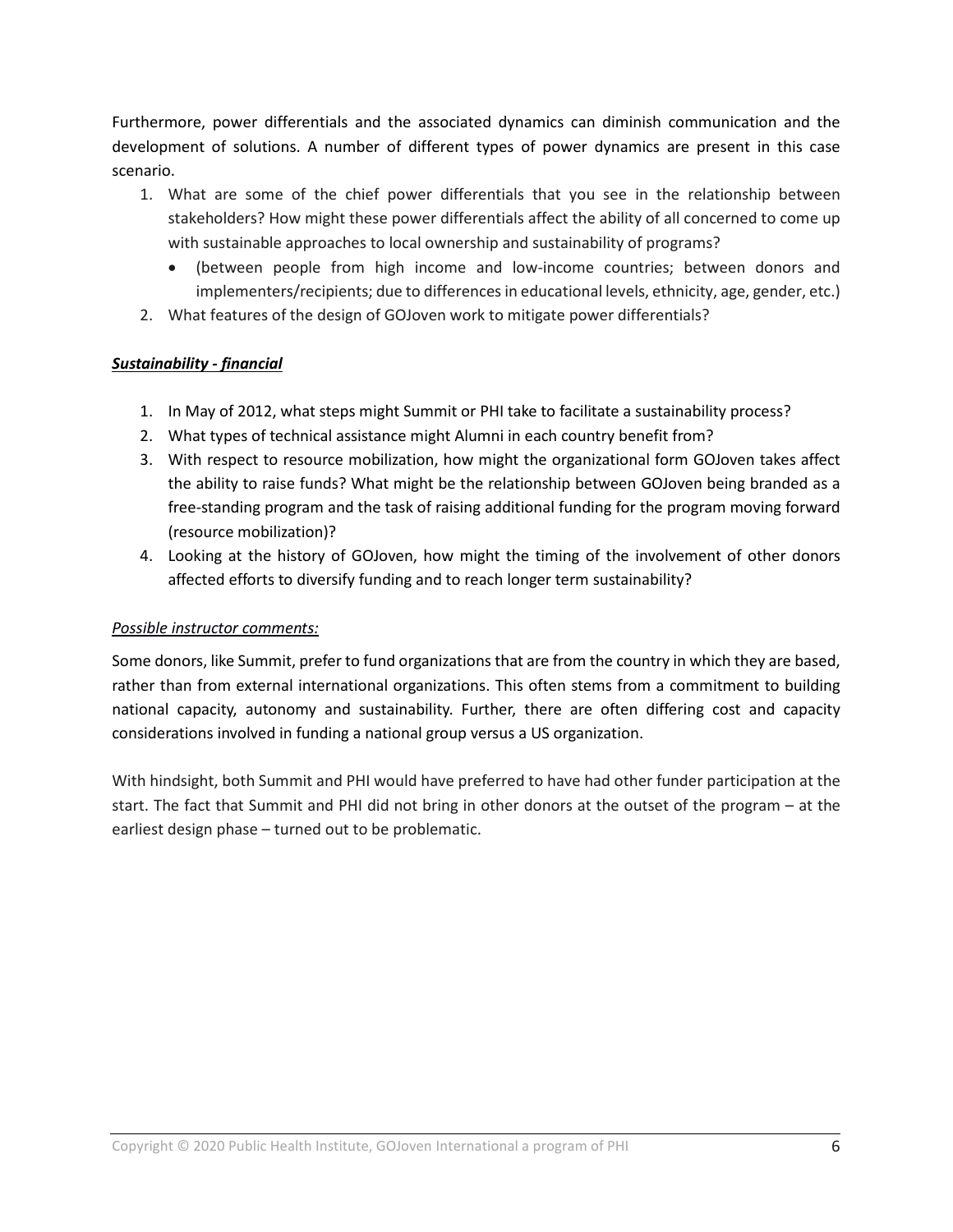Furthermore, power differentials and the associated dynamics can diminish communication and the development of solutions. A number of different types of power dynamics are present in this case scenario.

1. What are some of the chief power differentials that you see in the relationship between stakeholders? How might these power differentials affect the ability of all concerned to come up with sustainable approaches to local ownership and sustainability of programs?
   - (between people from high income and low-income countries; between donors and implementers/recipients; due to differences in educational levels, ethnicity, age, gender, etc.)
2. What features of the design of GOJoven work to mitigate power differentials?

***Sustainability - financial***

1. In May of 2012, what steps might Summit or PHI take to facilitate a sustainability process?
2. What types of technical assistance might Alumni in each country benefit from?
3. With respect to resource mobilization, how might the organizational form GOJoven takes affect the ability to raise funds? What might be the relationship between GOJoven being branded as a free-standing program and the task of raising additional funding for the program moving forward (resource mobilization)?
4. Looking at the history of GOJoven, how might the timing of the involvement of other donors affected efforts to diversify funding and to reach longer term sustainability?

*Possible instructor comments:*

Some donors, like Summit, prefer to fund organizations that are from the country in which they are based, rather than from external international organizations. This often stems from a commitment to building national capacity, autonomy and sustainability. Further, there are often differing cost and capacity considerations involved in funding a national group versus a US organization.

With hindsight, both Summit and PHI would have preferred to have had other funder participation at the start. The fact that Summit and PHI did not bring in other donors at the outset of the program – at the earliest design phase – turned out to be problematic.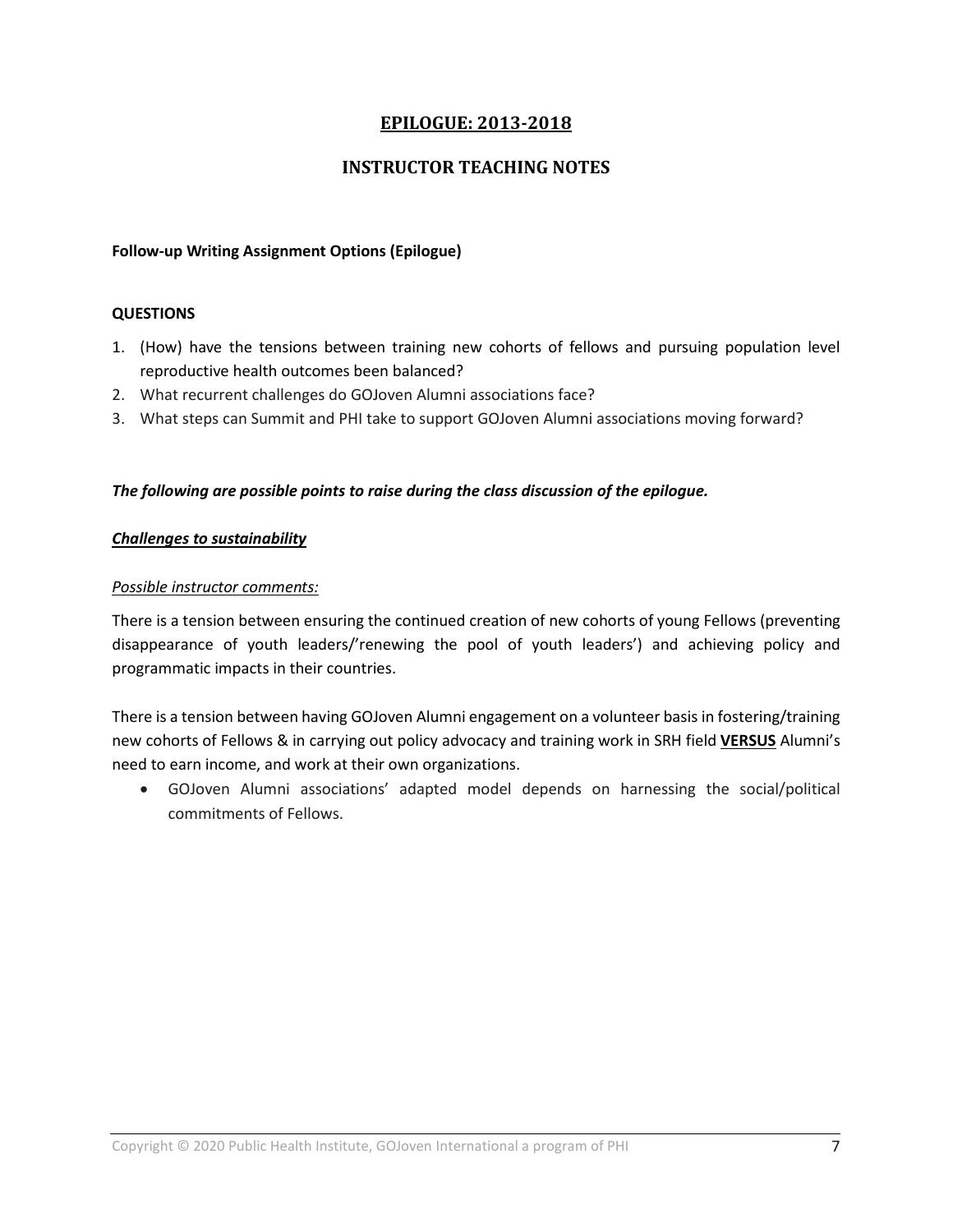# **EPILOGUE: 2013-2018**

## INSTRUCTOR TEACHING NOTES

**Follow-up Writing Assignment Options (Epilogue)**

**QUESTIONS**

1. (How) have the tensions between training new cohorts of fellows and pursuing population level reproductive health outcomes been balanced?
2. What recurrent challenges do GOJoven Alumni associations face?
3. What steps can Summit and PHI take to support GOJoven Alumni associations moving forward?

***The following are possible points to raise during the class discussion of the epilogue.***

***Challenges to sustainability***

*Possible instructor comments:*

There is a tension between ensuring the continued creation of new cohorts of young Fellows (preventing disappearance of youth leaders/'renewing the pool of youth leaders') and achieving policy and programmatic impacts in their countries.

There is a tension between having GOJoven Alumni engagement on a volunteer basis in fostering/training new cohorts of Fellows & in carrying out policy advocacy and training work in SRH field **VERSUS** Alumni's need to earn income, and work at their own organizations.

- GOJoven Alumni associations' adapted model depends on harnessing the social/political commitments of Fellows.